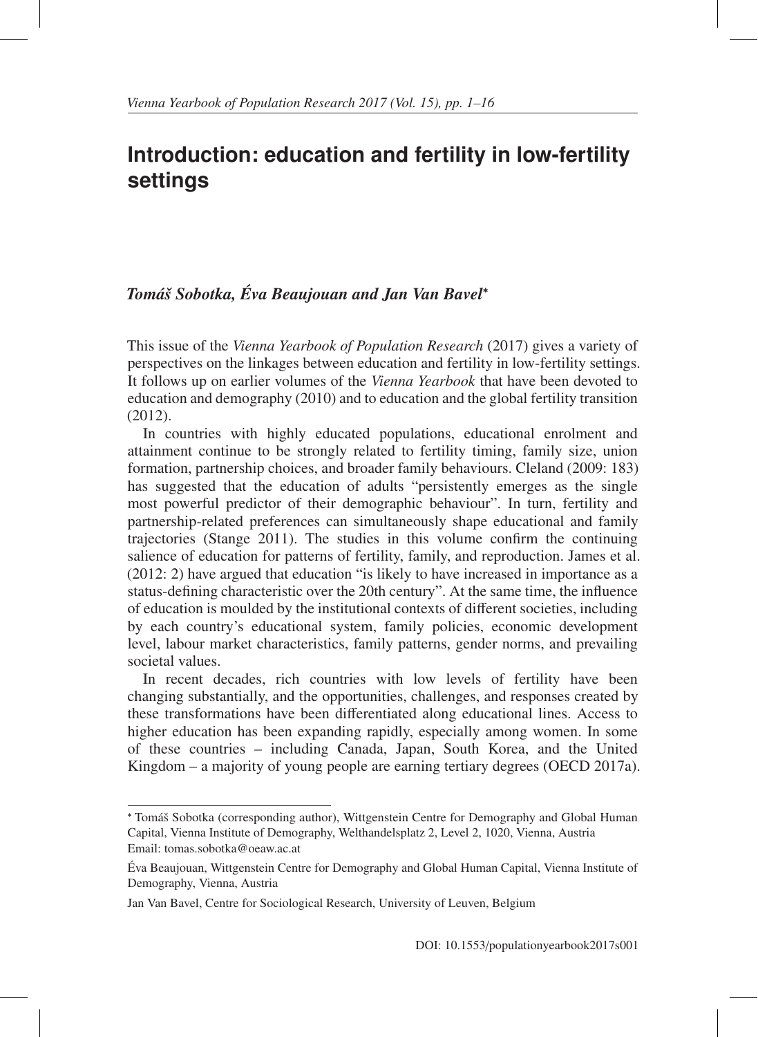# Introduction: education and fertility in low-fertility settings

***Tomáš Sobotka, Éva Beaujouan and Jan Van Bavel****

This issue of the *Vienna Yearbook of Population Research* (2017) gives a variety of perspectives on the linkages between education and fertility in low-fertility settings. It follows up on earlier volumes of the *Vienna Yearbook* that have been devoted to education and demography (2010) and to education and the global fertility transition (2012).

In countries with highly educated populations, educational enrolment and attainment continue to be strongly related to fertility timing, family size, union formation, partnership choices, and broader family behaviours. Cleland (2009: 183) has suggested that the education of adults "persistently emerges as the single most powerful predictor of their demographic behaviour". In turn, fertility and partnership-related preferences can simultaneously shape educational and family trajectories (Stange 2011). The studies in this volume confirm the continuing salience of education for patterns of fertility, family, and reproduction. James et al. (2012: 2) have argued that education "is likely to have increased in importance as a status-defining characteristic over the 20th century". At the same time, the influence of education is moulded by the institutional contexts of different societies, including by each country's educational system, family policies, economic development level, labour market characteristics, family patterns, gender norms, and prevailing societal values.

In recent decades, rich countries with low levels of fertility have been changing substantially, and the opportunities, challenges, and responses created by these transformations have been differentiated along educational lines. Access to higher education has been expanding rapidly, especially among women. In some of these countries – including Canada, Japan, South Korea, and the United Kingdom – a majority of young people are earning tertiary degrees (OECD 2017a).

---

* Tomáš Sobotka (corresponding author), Wittgenstein Centre for Demography and Global Human Capital, Vienna Institute of Demography, Welthandelsplatz 2, Level 2, 1020, Vienna, Austria
Email: tomas.sobotka@oeaw.ac.at

Éva Beaujouan, Wittgenstein Centre for Demography and Global Human Capital, Vienna Institute of Demography, Vienna, Austria

Jan Van Bavel, Centre for Sociological Research, University of Leuven, Belgium

DOI: 10.1553/populationyearbook2017s001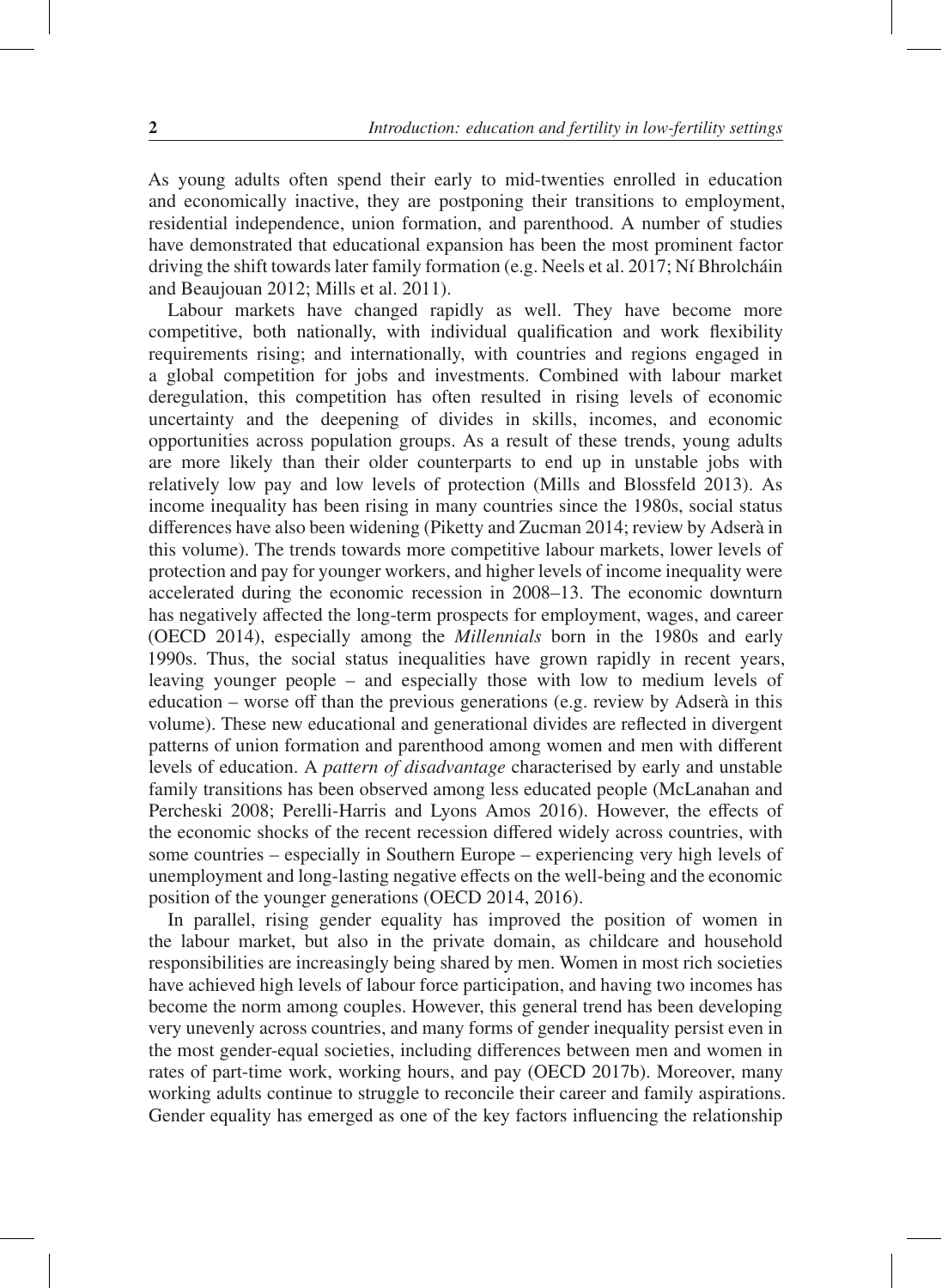As young adults often spend their early to mid-twenties enrolled in education and economically inactive, they are postponing their transitions to employment, residential independence, union formation, and parenthood. A number of studies have demonstrated that educational expansion has been the most prominent factor driving the shift towards later family formation (e.g. Neels et al. 2017; Ní Bhrolcháin and Beaujouan 2012; Mills et al. 2011).

Labour markets have changed rapidly as well. They have become more competitive, both nationally, with individual qualification and work flexibility requirements rising; and internationally, with countries and regions engaged in a global competition for jobs and investments. Combined with labour market deregulation, this competition has often resulted in rising levels of economic uncertainty and the deepening of divides in skills, incomes, and economic opportunities across population groups. As a result of these trends, young adults are more likely than their older counterparts to end up in unstable jobs with relatively low pay and low levels of protection (Mills and Blossfeld 2013). As income inequality has been rising in many countries since the 1980s, social status differences have also been widening (Piketty and Zucman 2014; review by Adserà in this volume). The trends towards more competitive labour markets, lower levels of protection and pay for younger workers, and higher levels of income inequality were accelerated during the economic recession in 2008–13. The economic downturn has negatively affected the long-term prospects for employment, wages, and career (OECD 2014), especially among the *Millennials* born in the 1980s and early 1990s. Thus, the social status inequalities have grown rapidly in recent years, leaving younger people – and especially those with low to medium levels of education – worse off than the previous generations (e.g. review by Adserà in this volume). These new educational and generational divides are reflected in divergent patterns of union formation and parenthood among women and men with different levels of education. A *pattern of disadvantage* characterised by early and unstable family transitions has been observed among less educated people (McLanahan and Percheski 2008; Perelli-Harris and Lyons Amos 2016). However, the effects of the economic shocks of the recent recession differed widely across countries, with some countries – especially in Southern Europe – experiencing very high levels of unemployment and long-lasting negative effects on the well-being and the economic position of the younger generations (OECD 2014, 2016).

In parallel, rising gender equality has improved the position of women in the labour market, but also in the private domain, as childcare and household responsibilities are increasingly being shared by men. Women in most rich societies have achieved high levels of labour force participation, and having two incomes has become the norm among couples. However, this general trend has been developing very unevenly across countries, and many forms of gender inequality persist even in the most gender-equal societies, including differences between men and women in rates of part-time work, working hours, and pay (OECD 2017b). Moreover, many working adults continue to struggle to reconcile their career and family aspirations. Gender equality has emerged as one of the key factors influencing the relationship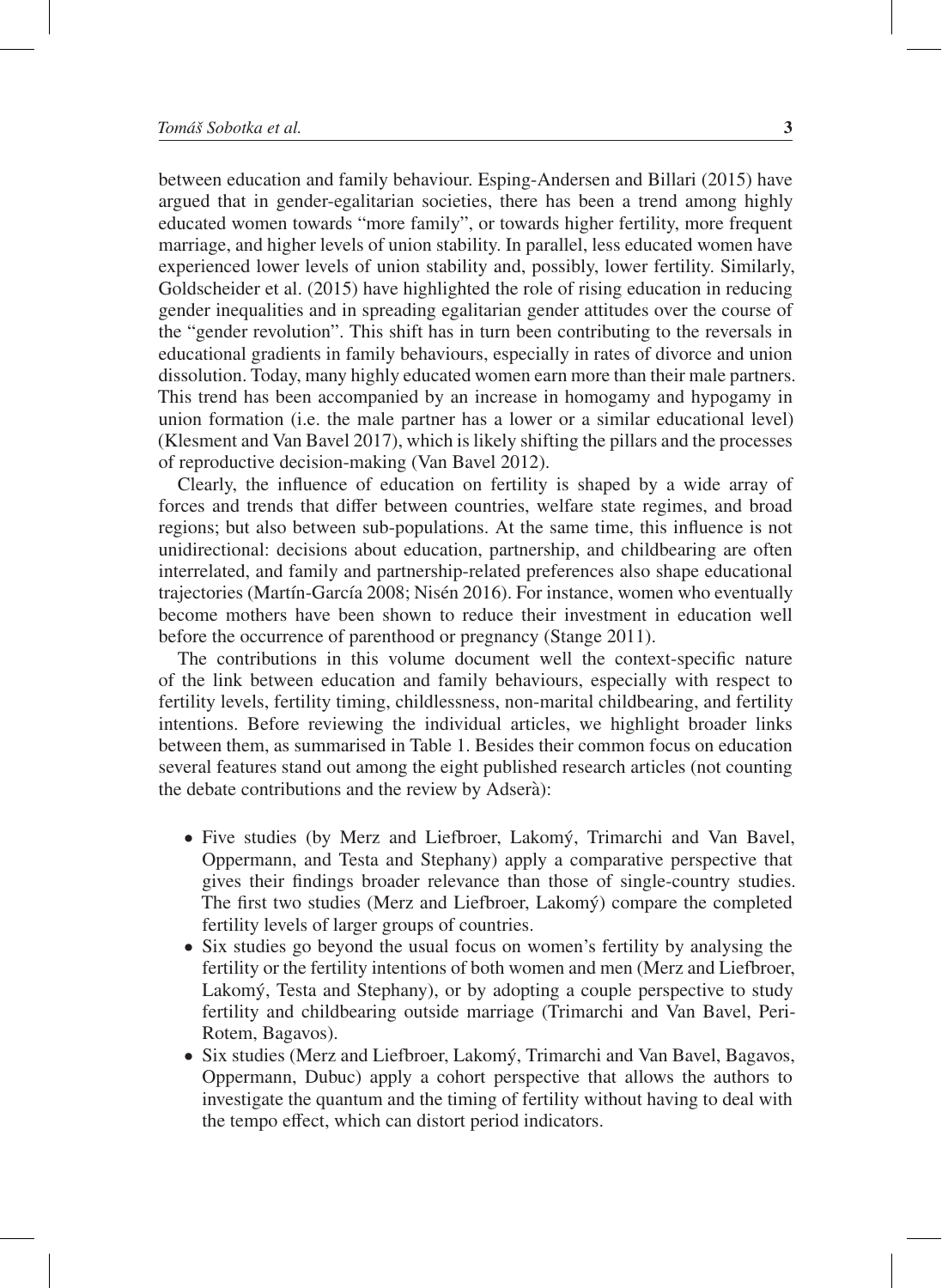between education and family behaviour. Esping-Andersen and Billari (2015) have argued that in gender-egalitarian societies, there has been a trend among highly educated women towards "more family", or towards higher fertility, more frequent marriage, and higher levels of union stability. In parallel, less educated women have experienced lower levels of union stability and, possibly, lower fertility. Similarly, Goldscheider et al. (2015) have highlighted the role of rising education in reducing gender inequalities and in spreading egalitarian gender attitudes over the course of the "gender revolution". This shift has in turn been contributing to the reversals in educational gradients in family behaviours, especially in rates of divorce and union dissolution. Today, many highly educated women earn more than their male partners. This trend has been accompanied by an increase in homogamy and hypogamy in union formation (i.e. the male partner has a lower or a similar educational level) (Klesment and Van Bavel 2017), which is likely shifting the pillars and the processes of reproductive decision-making (Van Bavel 2012).

Clearly, the influence of education on fertility is shaped by a wide array of forces and trends that differ between countries, welfare state regimes, and broad regions; but also between sub-populations. At the same time, this influence is not unidirectional: decisions about education, partnership, and childbearing are often interrelated, and family and partnership-related preferences also shape educational trajectories (Martín-García 2008; Nisén 2016). For instance, women who eventually become mothers have been shown to reduce their investment in education well before the occurrence of parenthood or pregnancy (Stange 2011).

The contributions in this volume document well the context-specific nature of the link between education and family behaviours, especially with respect to fertility levels, fertility timing, childlessness, non-marital childbearing, and fertility intentions. Before reviewing the individual articles, we highlight broader links between them, as summarised in Table 1. Besides their common focus on education several features stand out among the eight published research articles (not counting the debate contributions and the review by Adserà):

- Five studies (by Merz and Liefbroer, Lakomý, Trimarchi and Van Bavel, Oppermann, and Testa and Stephany) apply a comparative perspective that gives their findings broader relevance than those of single-country studies. The first two studies (Merz and Liefbroer, Lakomý) compare the completed fertility levels of larger groups of countries.
- Six studies go beyond the usual focus on women's fertility by analysing the fertility or the fertility intentions of both women and men (Merz and Liefbroer, Lakomý, Testa and Stephany), or by adopting a couple perspective to study fertility and childbearing outside marriage (Trimarchi and Van Bavel, Peri-Rotem, Bagavos).
- Six studies (Merz and Liefbroer, Lakomý, Trimarchi and Van Bavel, Bagavos, Oppermann, Dubuc) apply a cohort perspective that allows the authors to investigate the quantum and the timing of fertility without having to deal with the tempo effect, which can distort period indicators.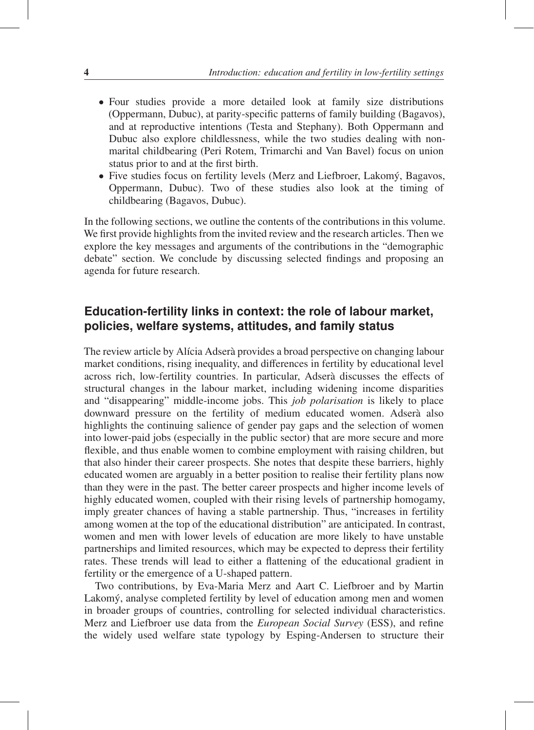- Four studies provide a more detailed look at family size distributions (Oppermann, Dubuc), at parity-specific patterns of family building (Bagavos), and at reproductive intentions (Testa and Stephany). Both Oppermann and Dubuc also explore childlessness, while the two studies dealing with non-marital childbearing (Peri Rotem, Trimarchi and Van Bavel) focus on union status prior to and at the first birth.
- Five studies focus on fertility levels (Merz and Liefbroer, Lakomý, Bagavos, Oppermann, Dubuc). Two of these studies also look at the timing of childbearing (Bagavos, Dubuc).

In the following sections, we outline the contents of the contributions in this volume. We first provide highlights from the invited review and the research articles. Then we explore the key messages and arguments of the contributions in the "demographic debate" section. We conclude by discussing selected findings and proposing an agenda for future research.

## Education-fertility links in context: the role of labour market, policies, welfare systems, attitudes, and family status

The review article by Alícia Adserà provides a broad perspective on changing labour market conditions, rising inequality, and differences in fertility by educational level across rich, low-fertility countries. In particular, Adserà discusses the effects of structural changes in the labour market, including widening income disparities and "disappearing" middle-income jobs. This *job polarisation* is likely to place downward pressure on the fertility of medium educated women. Adserà also highlights the continuing salience of gender pay gaps and the selection of women into lower-paid jobs (especially in the public sector) that are more secure and more flexible, and thus enable women to combine employment with raising children, but that also hinder their career prospects. She notes that despite these barriers, highly educated women are arguably in a better position to realise their fertility plans now than they were in the past. The better career prospects and higher income levels of highly educated women, coupled with their rising levels of partnership homogamy, imply greater chances of having a stable partnership. Thus, "increases in fertility among women at the top of the educational distribution" are anticipated. In contrast, women and men with lower levels of education are more likely to have unstable partnerships and limited resources, which may be expected to depress their fertility rates. These trends will lead to either a flattening of the educational gradient in fertility or the emergence of a U-shaped pattern.

Two contributions, by Eva-Maria Merz and Aart C. Liefbroer and by Martin Lakomý, analyse completed fertility by level of education among men and women in broader groups of countries, controlling for selected individual characteristics. Merz and Liefbroer use data from the *European Social Survey* (ESS), and refine the widely used welfare state typology by Esping-Andersen to structure their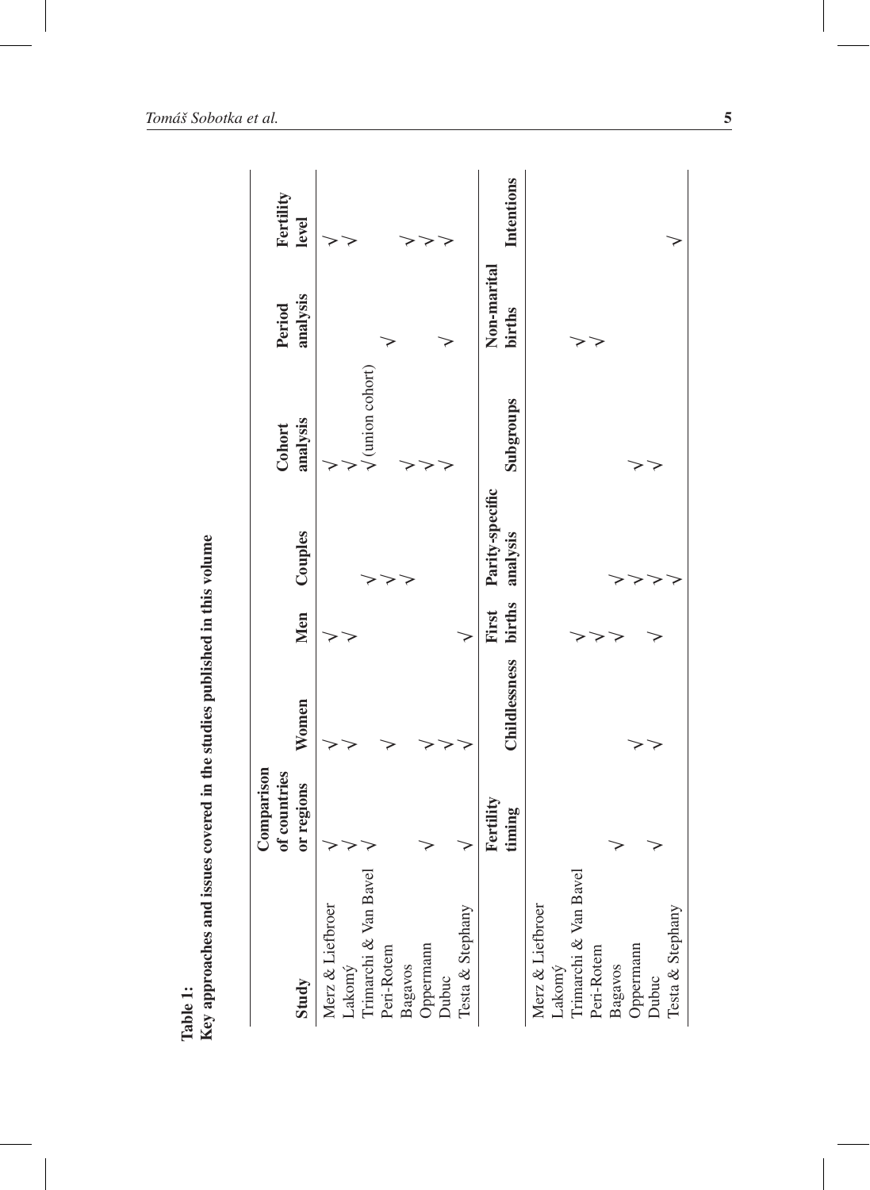**Table 1:**
**Key approaches and issues covered in the studies published in this volume**

| Study | Comparison of countries or regions | Women | Men | Couples | Cohort analysis | Period analysis | Fertility level |
|---|---|---|---|---|---|---|---|
| Merz & Liefbroer | √ | √ | √ | | √ | | √ |
| Lakomý | √ | √ | √ | | √ | | √ |
| Trimarchi & Van Bavel | √ | | | √ | √(union cohort) | | |
| Peri-Rotem | | √ | | √ | | √ | |
| Bagavos | | | | √ | √ | | √ |
| Oppermann | √ | √ | | | √ | | √ |
| Dubuc | | √ | | | √ | √ | √ |
| Testa & Stephany | √ | √ | √ | | | | |

| Study | Fertility timing | Childlessness | First births | Parity-specific analysis | Subgroups | Non-marital births | Intentions |
|---|---|---|---|---|---|---|---|
| Merz & Liefbroer | | | | | | | |
| Lakomý | | | | | | | |
| Trimarchi & Van Bavel | | | √ | | | √ | |
| Peri-Rotem | | | √ | | | √ | |
| Bagavos | √ | | √ | √ | | | |
| Oppermann | | √ | | √ | √ | | |
| Dubuc | √ | √ | √ | √ | √ | | |
| Testa & Stephany | | | | √ | | | √ |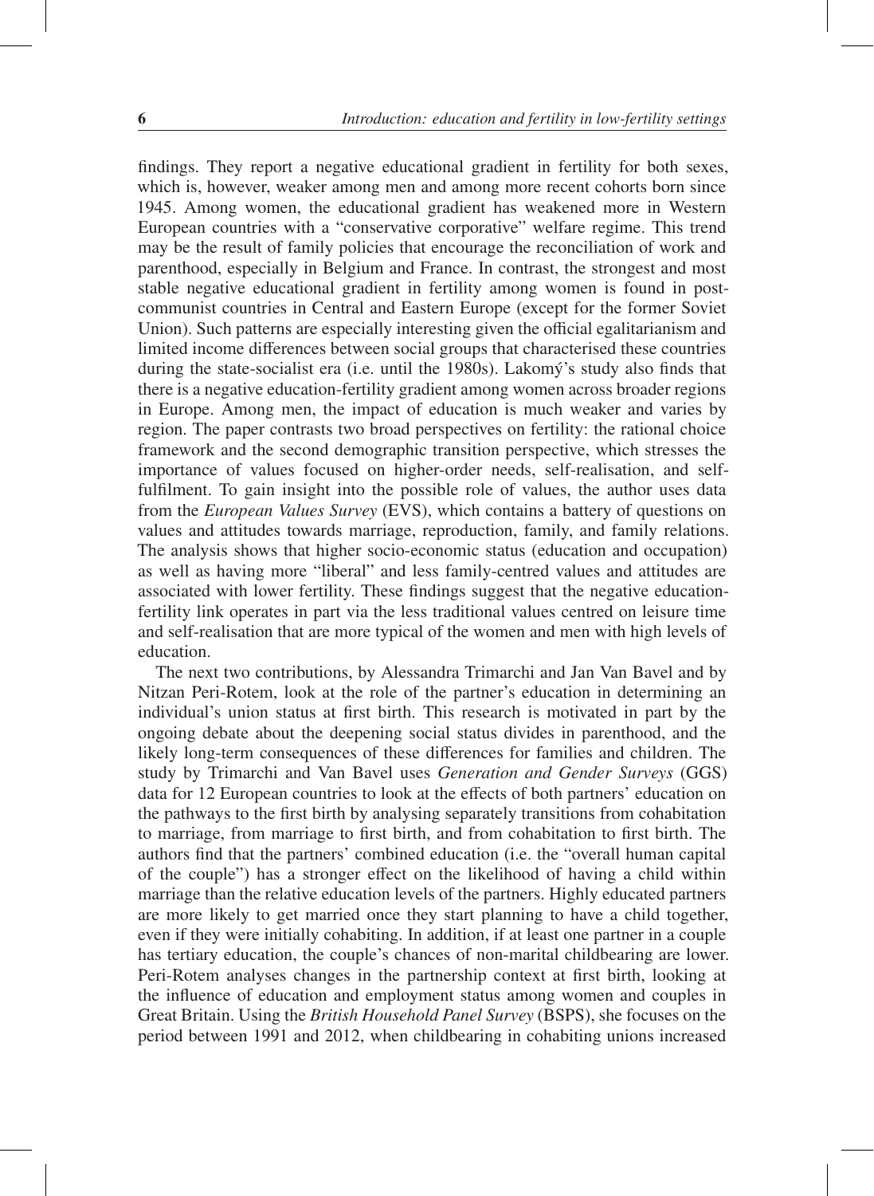findings. They report a negative educational gradient in fertility for both sexes, which is, however, weaker among men and among more recent cohorts born since 1945. Among women, the educational gradient has weakened more in Western European countries with a "conservative corporative" welfare regime. This trend may be the result of family policies that encourage the reconciliation of work and parenthood, especially in Belgium and France. In contrast, the strongest and most stable negative educational gradient in fertility among women is found in post-communist countries in Central and Eastern Europe (except for the former Soviet Union). Such patterns are especially interesting given the official egalitarianism and limited income differences between social groups that characterised these countries during the state-socialist era (i.e. until the 1980s). Lakomý's study also finds that there is a negative education-fertility gradient among women across broader regions in Europe. Among men, the impact of education is much weaker and varies by region. The paper contrasts two broad perspectives on fertility: the rational choice framework and the second demographic transition perspective, which stresses the importance of values focused on higher-order needs, self-realisation, and self-fulfilment. To gain insight into the possible role of values, the author uses data from the *European Values Survey* (EVS), which contains a battery of questions on values and attitudes towards marriage, reproduction, family, and family relations. The analysis shows that higher socio-economic status (education and occupation) as well as having more "liberal" and less family-centred values and attitudes are associated with lower fertility. These findings suggest that the negative education-fertility link operates in part via the less traditional values centred on leisure time and self-realisation that are more typical of the women and men with high levels of education.

The next two contributions, by Alessandra Trimarchi and Jan Van Bavel and by Nitzan Peri-Rotem, look at the role of the partner's education in determining an individual's union status at first birth. This research is motivated in part by the ongoing debate about the deepening social status divides in parenthood, and the likely long-term consequences of these differences for families and children. The study by Trimarchi and Van Bavel uses *Generation and Gender Surveys* (GGS) data for 12 European countries to look at the effects of both partners' education on the pathways to the first birth by analysing separately transitions from cohabitation to marriage, from marriage to first birth, and from cohabitation to first birth. The authors find that the partners' combined education (i.e. the "overall human capital of the couple") has a stronger effect on the likelihood of having a child within marriage than the relative education levels of the partners. Highly educated partners are more likely to get married once they start planning to have a child together, even if they were initially cohabiting. In addition, if at least one partner in a couple has tertiary education, the couple's chances of non-marital childbearing are lower. Peri-Rotem analyses changes in the partnership context at first birth, looking at the influence of education and employment status among women and couples in Great Britain. Using the *British Household Panel Survey* (BSPS), she focuses on the period between 1991 and 2012, when childbearing in cohabiting unions increased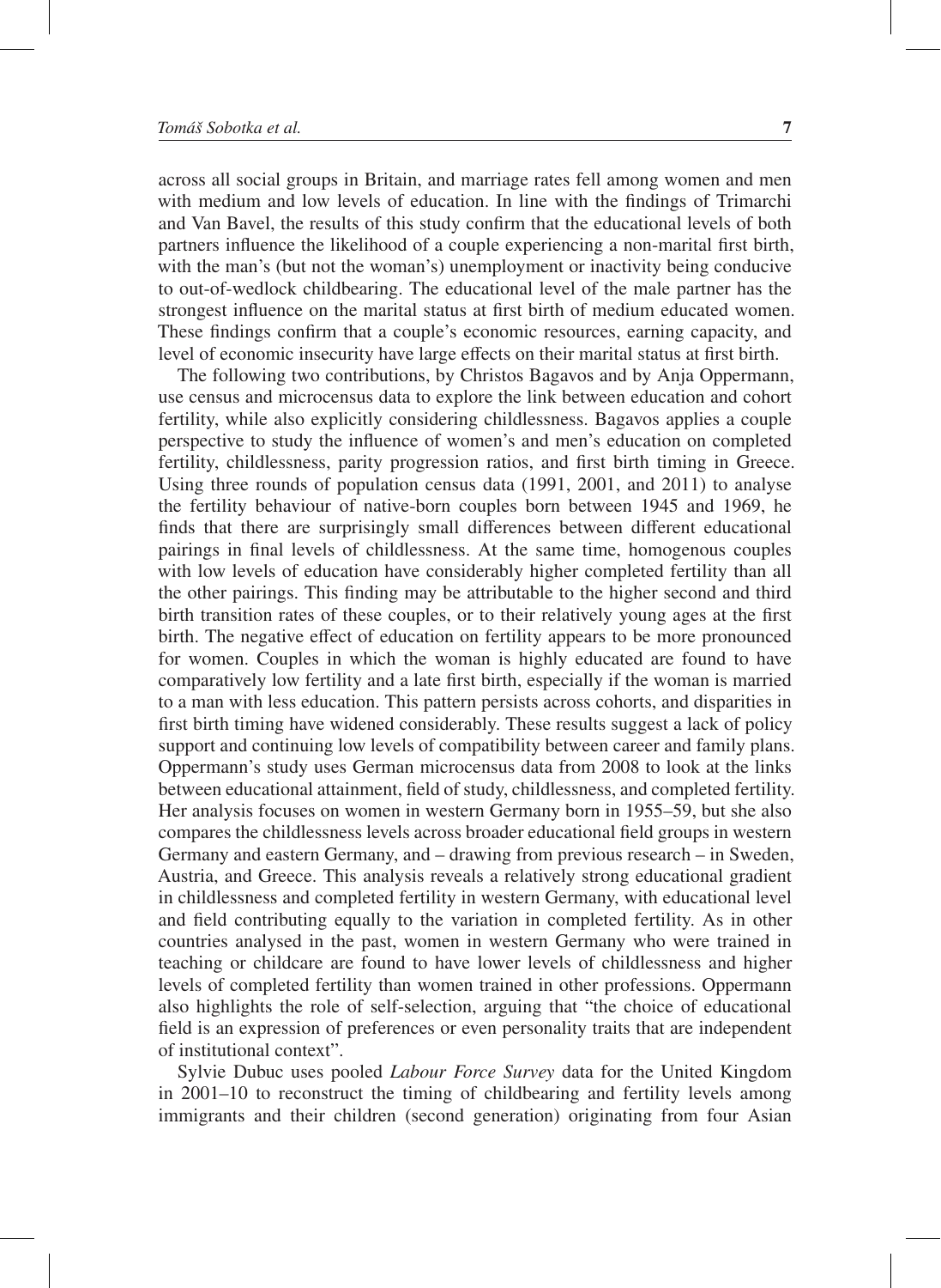across all social groups in Britain, and marriage rates fell among women and men with medium and low levels of education. In line with the findings of Trimarchi and Van Bavel, the results of this study confirm that the educational levels of both partners influence the likelihood of a couple experiencing a non-marital first birth, with the man's (but not the woman's) unemployment or inactivity being conducive to out-of-wedlock childbearing. The educational level of the male partner has the strongest influence on the marital status at first birth of medium educated women. These findings confirm that a couple's economic resources, earning capacity, and level of economic insecurity have large effects on their marital status at first birth.

The following two contributions, by Christos Bagavos and by Anja Oppermann, use census and microcensus data to explore the link between education and cohort fertility, while also explicitly considering childlessness. Bagavos applies a couple perspective to study the influence of women's and men's education on completed fertility, childlessness, parity progression ratios, and first birth timing in Greece. Using three rounds of population census data (1991, 2001, and 2011) to analyse the fertility behaviour of native-born couples born between 1945 and 1969, he finds that there are surprisingly small differences between different educational pairings in final levels of childlessness. At the same time, homogenous couples with low levels of education have considerably higher completed fertility than all the other pairings. This finding may be attributable to the higher second and third birth transition rates of these couples, or to their relatively young ages at the first birth. The negative effect of education on fertility appears to be more pronounced for women. Couples in which the woman is highly educated are found to have comparatively low fertility and a late first birth, especially if the woman is married to a man with less education. This pattern persists across cohorts, and disparities in first birth timing have widened considerably. These results suggest a lack of policy support and continuing low levels of compatibility between career and family plans. Oppermann's study uses German microcensus data from 2008 to look at the links between educational attainment, field of study, childlessness, and completed fertility. Her analysis focuses on women in western Germany born in 1955–59, but she also compares the childlessness levels across broader educational field groups in western Germany and eastern Germany, and – drawing from previous research – in Sweden, Austria, and Greece. This analysis reveals a relatively strong educational gradient in childlessness and completed fertility in western Germany, with educational level and field contributing equally to the variation in completed fertility. As in other countries analysed in the past, women in western Germany who were trained in teaching or childcare are found to have lower levels of childlessness and higher levels of completed fertility than women trained in other professions. Oppermann also highlights the role of self-selection, arguing that "the choice of educational field is an expression of preferences or even personality traits that are independent of institutional context".

Sylvie Dubuc uses pooled *Labour Force Survey* data for the United Kingdom in 2001–10 to reconstruct the timing of childbearing and fertility levels among immigrants and their children (second generation) originating from four Asian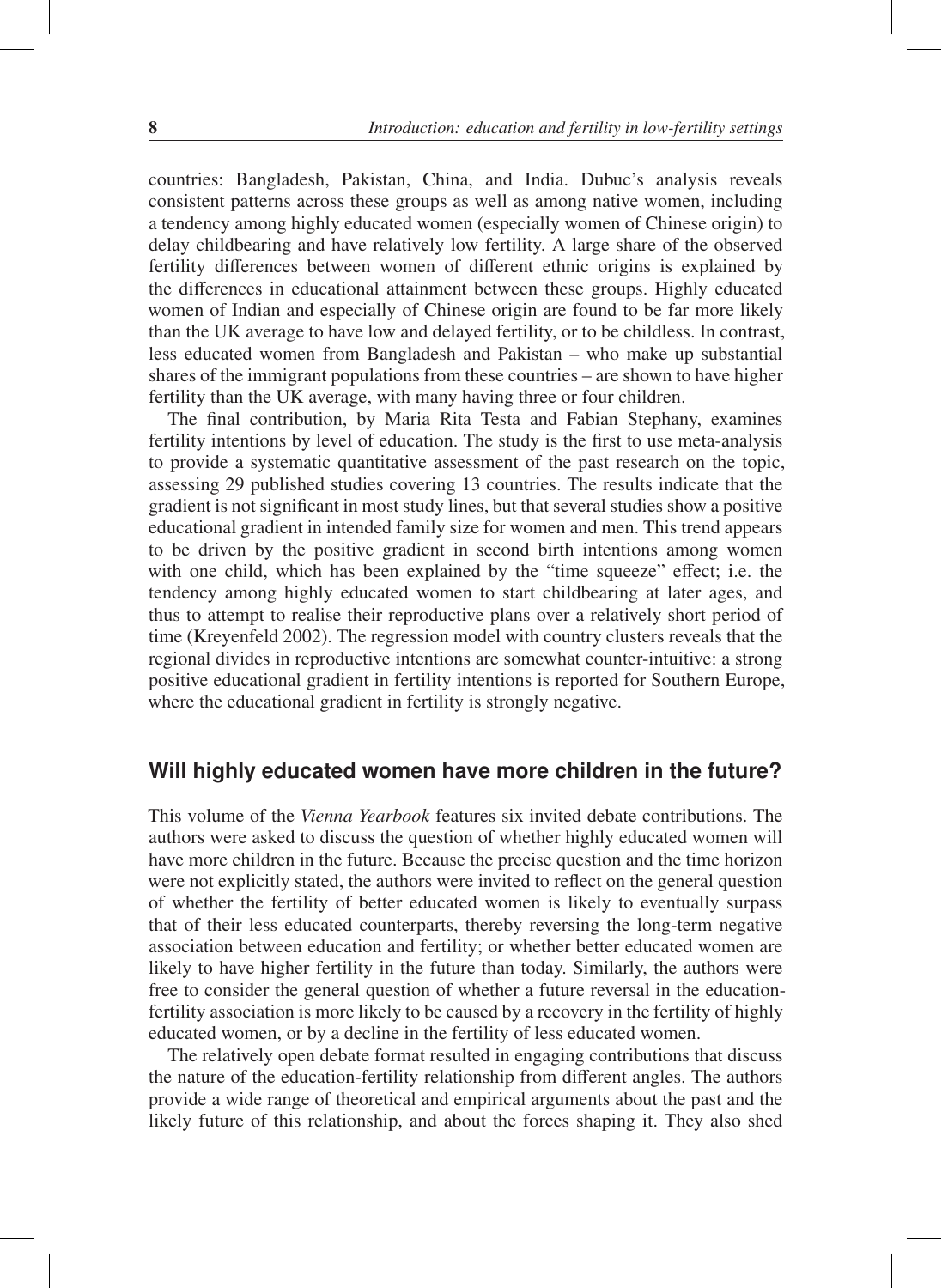countries: Bangladesh, Pakistan, China, and India. Dubuc's analysis reveals consistent patterns across these groups as well as among native women, including a tendency among highly educated women (especially women of Chinese origin) to delay childbearing and have relatively low fertility. A large share of the observed fertility differences between women of different ethnic origins is explained by the differences in educational attainment between these groups. Highly educated women of Indian and especially of Chinese origin are found to be far more likely than the UK average to have low and delayed fertility, or to be childless. In contrast, less educated women from Bangladesh and Pakistan – who make up substantial shares of the immigrant populations from these countries – are shown to have higher fertility than the UK average, with many having three or four children.

The final contribution, by Maria Rita Testa and Fabian Stephany, examines fertility intentions by level of education. The study is the first to use meta-analysis to provide a systematic quantitative assessment of the past research on the topic, assessing 29 published studies covering 13 countries. The results indicate that the gradient is not significant in most study lines, but that several studies show a positive educational gradient in intended family size for women and men. This trend appears to be driven by the positive gradient in second birth intentions among women with one child, which has been explained by the "time squeeze" effect; i.e. the tendency among highly educated women to start childbearing at later ages, and thus to attempt to realise their reproductive plans over a relatively short period of time (Kreyenfeld 2002). The regression model with country clusters reveals that the regional divides in reproductive intentions are somewhat counter-intuitive: a strong positive educational gradient in fertility intentions is reported for Southern Europe, where the educational gradient in fertility is strongly negative.

## Will highly educated women have more children in the future?

This volume of the *Vienna Yearbook* features six invited debate contributions. The authors were asked to discuss the question of whether highly educated women will have more children in the future. Because the precise question and the time horizon were not explicitly stated, the authors were invited to reflect on the general question of whether the fertility of better educated women is likely to eventually surpass that of their less educated counterparts, thereby reversing the long-term negative association between education and fertility; or whether better educated women are likely to have higher fertility in the future than today. Similarly, the authors were free to consider the general question of whether a future reversal in the education-fertility association is more likely to be caused by a recovery in the fertility of highly educated women, or by a decline in the fertility of less educated women.

The relatively open debate format resulted in engaging contributions that discuss the nature of the education-fertility relationship from different angles. The authors provide a wide range of theoretical and empirical arguments about the past and the likely future of this relationship, and about the forces shaping it. They also shed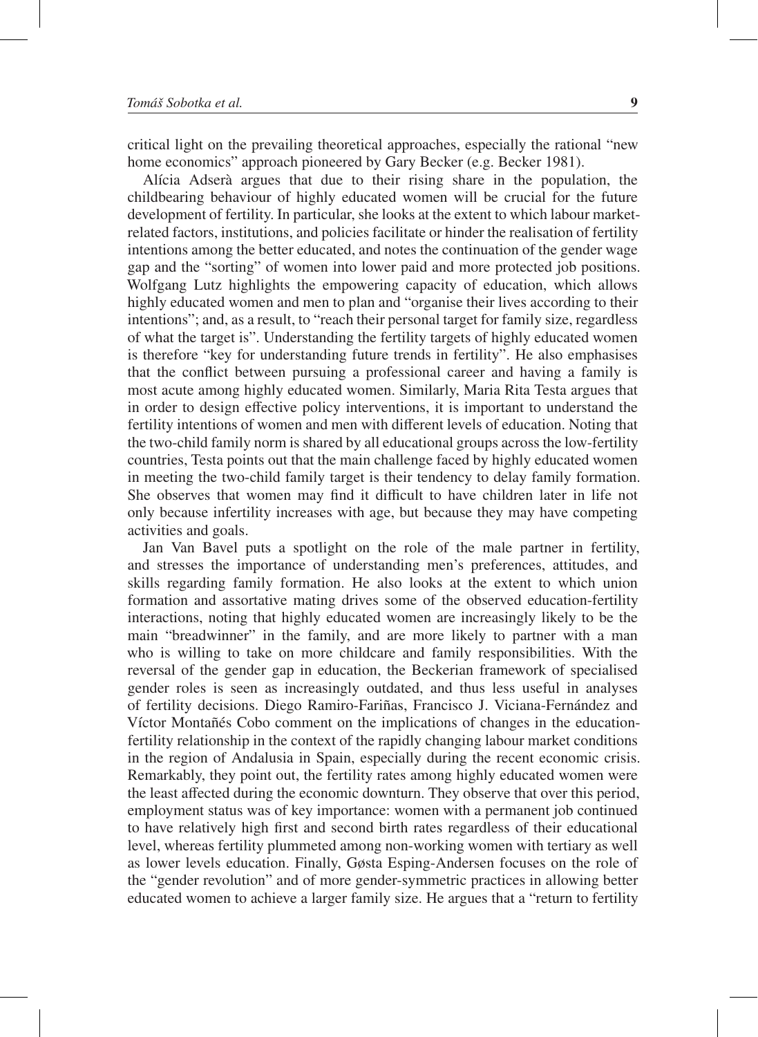critical light on the prevailing theoretical approaches, especially the rational "new home economics" approach pioneered by Gary Becker (e.g. Becker 1981).

Alícia Adserà argues that due to their rising share in the population, the childbearing behaviour of highly educated women will be crucial for the future development of fertility. In particular, she looks at the extent to which labour market-related factors, institutions, and policies facilitate or hinder the realisation of fertility intentions among the better educated, and notes the continuation of the gender wage gap and the "sorting" of women into lower paid and more protected job positions. Wolfgang Lutz highlights the empowering capacity of education, which allows highly educated women and men to plan and "organise their lives according to their intentions"; and, as a result, to "reach their personal target for family size, regardless of what the target is". Understanding the fertility targets of highly educated women is therefore "key for understanding future trends in fertility". He also emphasises that the conflict between pursuing a professional career and having a family is most acute among highly educated women. Similarly, Maria Rita Testa argues that in order to design effective policy interventions, it is important to understand the fertility intentions of women and men with different levels of education. Noting that the two-child family norm is shared by all educational groups across the low-fertility countries, Testa points out that the main challenge faced by highly educated women in meeting the two-child family target is their tendency to delay family formation. She observes that women may find it difficult to have children later in life not only because infertility increases with age, but because they may have competing activities and goals.

Jan Van Bavel puts a spotlight on the role of the male partner in fertility, and stresses the importance of understanding men's preferences, attitudes, and skills regarding family formation. He also looks at the extent to which union formation and assortative mating drives some of the observed education-fertility interactions, noting that highly educated women are increasingly likely to be the main "breadwinner" in the family, and are more likely to partner with a man who is willing to take on more childcare and family responsibilities. With the reversal of the gender gap in education, the Beckerian framework of specialised gender roles is seen as increasingly outdated, and thus less useful in analyses of fertility decisions. Diego Ramiro-Fariñas, Francisco J. Viciana-Fernández and Víctor Montañés Cobo comment on the implications of changes in the education-fertility relationship in the context of the rapidly changing labour market conditions in the region of Andalusia in Spain, especially during the recent economic crisis. Remarkably, they point out, the fertility rates among highly educated women were the least affected during the economic downturn. They observe that over this period, employment status was of key importance: women with a permanent job continued to have relatively high first and second birth rates regardless of their educational level, whereas fertility plummeted among non-working women with tertiary as well as lower levels education. Finally, Gøsta Esping-Andersen focuses on the role of the "gender revolution" and of more gender-symmetric practices in allowing better educated women to achieve a larger family size. He argues that a "return to fertility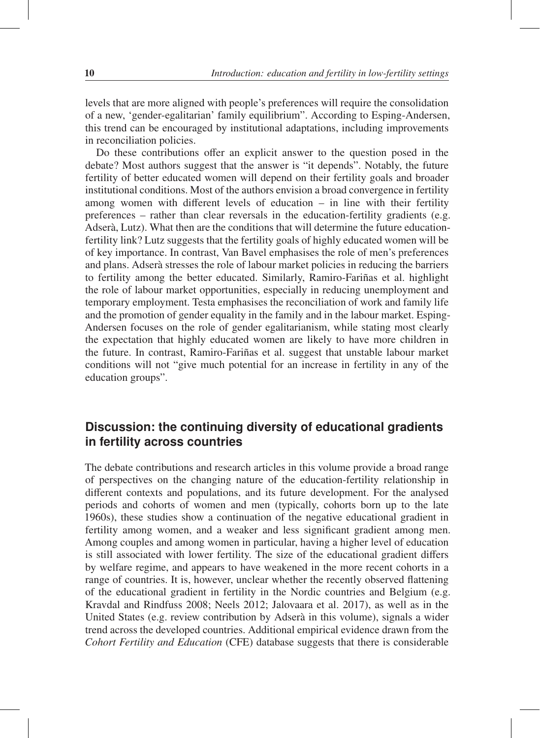levels that are more aligned with people's preferences will require the consolidation of a new, 'gender-egalitarian' family equilibrium". According to Esping-Andersen, this trend can be encouraged by institutional adaptations, including improvements in reconciliation policies.

Do these contributions offer an explicit answer to the question posed in the debate? Most authors suggest that the answer is "it depends". Notably, the future fertility of better educated women will depend on their fertility goals and broader institutional conditions. Most of the authors envision a broad convergence in fertility among women with different levels of education – in line with their fertility preferences – rather than clear reversals in the education-fertility gradients (e.g. Adserà, Lutz). What then are the conditions that will determine the future education-fertility link? Lutz suggests that the fertility goals of highly educated women will be of key importance. In contrast, Van Bavel emphasises the role of men's preferences and plans. Adserà stresses the role of labour market policies in reducing the barriers to fertility among the better educated. Similarly, Ramiro-Fariñas et al. highlight the role of labour market opportunities, especially in reducing unemployment and temporary employment. Testa emphasises the reconciliation of work and family life and the promotion of gender equality in the family and in the labour market. Esping-Andersen focuses on the role of gender egalitarianism, while stating most clearly the expectation that highly educated women are likely to have more children in the future. In contrast, Ramiro-Fariñas et al. suggest that unstable labour market conditions will not "give much potential for an increase in fertility in any of the education groups".

## Discussion: the continuing diversity of educational gradients in fertility across countries

The debate contributions and research articles in this volume provide a broad range of perspectives on the changing nature of the education-fertility relationship in different contexts and populations, and its future development. For the analysed periods and cohorts of women and men (typically, cohorts born up to the late 1960s), these studies show a continuation of the negative educational gradient in fertility among women, and a weaker and less significant gradient among men. Among couples and among women in particular, having a higher level of education is still associated with lower fertility. The size of the educational gradient differs by welfare regime, and appears to have weakened in the more recent cohorts in a range of countries. It is, however, unclear whether the recently observed flattening of the educational gradient in fertility in the Nordic countries and Belgium (e.g. Kravdal and Rindfuss 2008; Neels 2012; Jalovaara et al. 2017), as well as in the United States (e.g. review contribution by Adserà in this volume), signals a wider trend across the developed countries. Additional empirical evidence drawn from the *Cohort Fertility and Education* (CFE) database suggests that there is considerable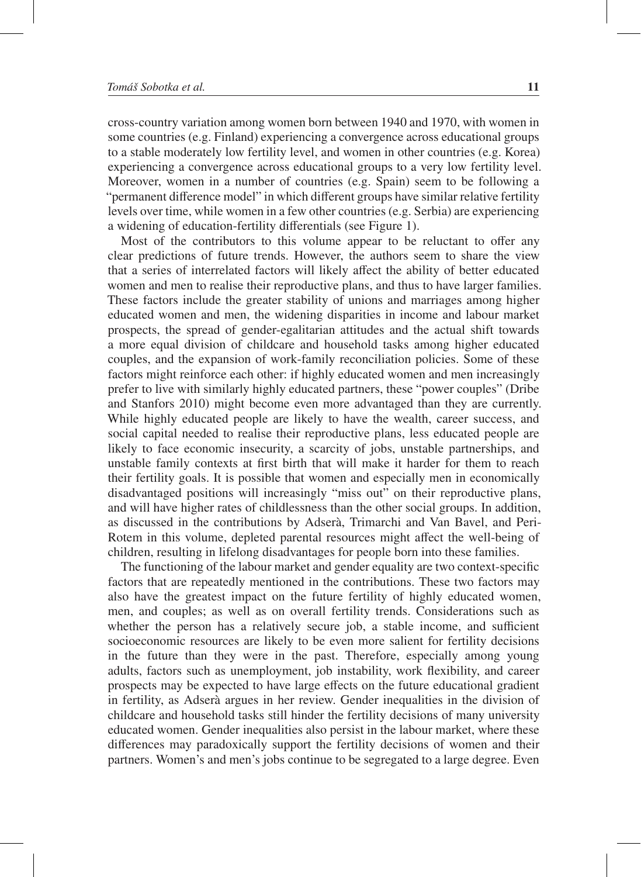cross-country variation among women born between 1940 and 1970, with women in some countries (e.g. Finland) experiencing a convergence across educational groups to a stable moderately low fertility level, and women in other countries (e.g. Korea) experiencing a convergence across educational groups to a very low fertility level. Moreover, women in a number of countries (e.g. Spain) seem to be following a "permanent difference model" in which different groups have similar relative fertility levels over time, while women in a few other countries (e.g. Serbia) are experiencing a widening of education-fertility differentials (see Figure 1).

Most of the contributors to this volume appear to be reluctant to offer any clear predictions of future trends. However, the authors seem to share the view that a series of interrelated factors will likely affect the ability of better educated women and men to realise their reproductive plans, and thus to have larger families. These factors include the greater stability of unions and marriages among higher educated women and men, the widening disparities in income and labour market prospects, the spread of gender-egalitarian attitudes and the actual shift towards a more equal division of childcare and household tasks among higher educated couples, and the expansion of work-family reconciliation policies. Some of these factors might reinforce each other: if highly educated women and men increasingly prefer to live with similarly highly educated partners, these "power couples" (Dribe and Stanfors 2010) might become even more advantaged than they are currently. While highly educated people are likely to have the wealth, career success, and social capital needed to realise their reproductive plans, less educated people are likely to face economic insecurity, a scarcity of jobs, unstable partnerships, and unstable family contexts at first birth that will make it harder for them to reach their fertility goals. It is possible that women and especially men in economically disadvantaged positions will increasingly "miss out" on their reproductive plans, and will have higher rates of childlessness than the other social groups. In addition, as discussed in the contributions by Adserà, Trimarchi and Van Bavel, and Peri-Rotem in this volume, depleted parental resources might affect the well-being of children, resulting in lifelong disadvantages for people born into these families.

The functioning of the labour market and gender equality are two context-specific factors that are repeatedly mentioned in the contributions. These two factors may also have the greatest impact on the future fertility of highly educated women, men, and couples; as well as on overall fertility trends. Considerations such as whether the person has a relatively secure job, a stable income, and sufficient socioeconomic resources are likely to be even more salient for fertility decisions in the future than they were in the past. Therefore, especially among young adults, factors such as unemployment, job instability, work flexibility, and career prospects may be expected to have large effects on the future educational gradient in fertility, as Adserà argues in her review. Gender inequalities in the division of childcare and household tasks still hinder the fertility decisions of many university educated women. Gender inequalities also persist in the labour market, where these differences may paradoxically support the fertility decisions of women and their partners. Women's and men's jobs continue to be segregated to a large degree. Even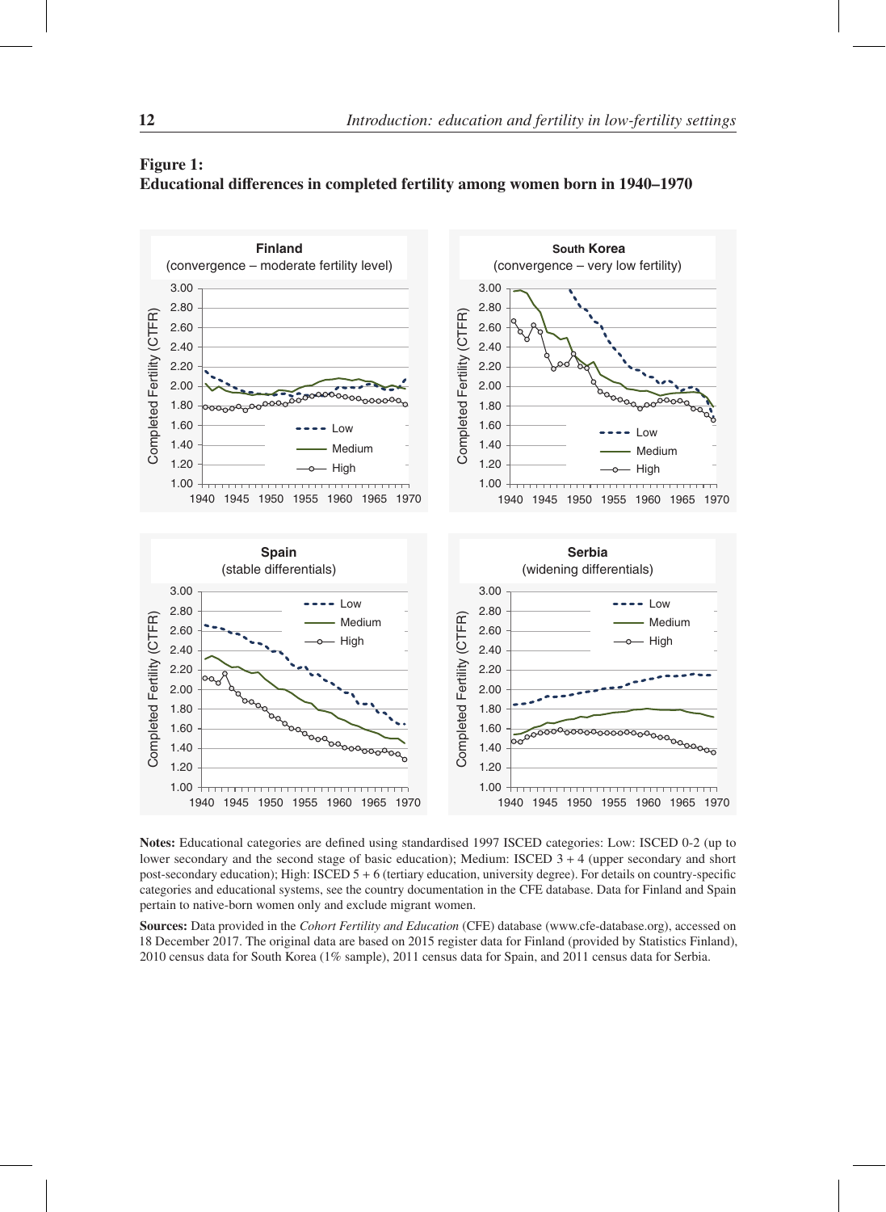**Figure 1:**
**Educational differences in completed fertility among women born in 1940–1970**

**Finland** (convergence – moderate fertility level)

**South Korea** (convergence – very low fertility)

**Spain** (stable differentials)

**Serbia** (widening differentials)

**Notes:** Educational categories are defined using standardised 1997 ISCED categories: Low: ISCED 0-2 (up to lower secondary and the second stage of basic education); Medium: ISCED 3 + 4 (upper secondary and short post-secondary education); High: ISCED 5 + 6 (tertiary education, university degree). For details on country-specific categories and educational systems, see the country documentation in the CFE database. Data for Finland and Spain pertain to native-born women only and exclude migrant women.

**Sources:** Data provided in the *Cohort Fertility and Education* (CFE) database (www.cfe-database.org), accessed on 18 December 2017. The original data are based on 2015 register data for Finland (provided by Statistics Finland), 2010 census data for South Korea (1% sample), 2011 census data for Spain, and 2011 census data for Serbia.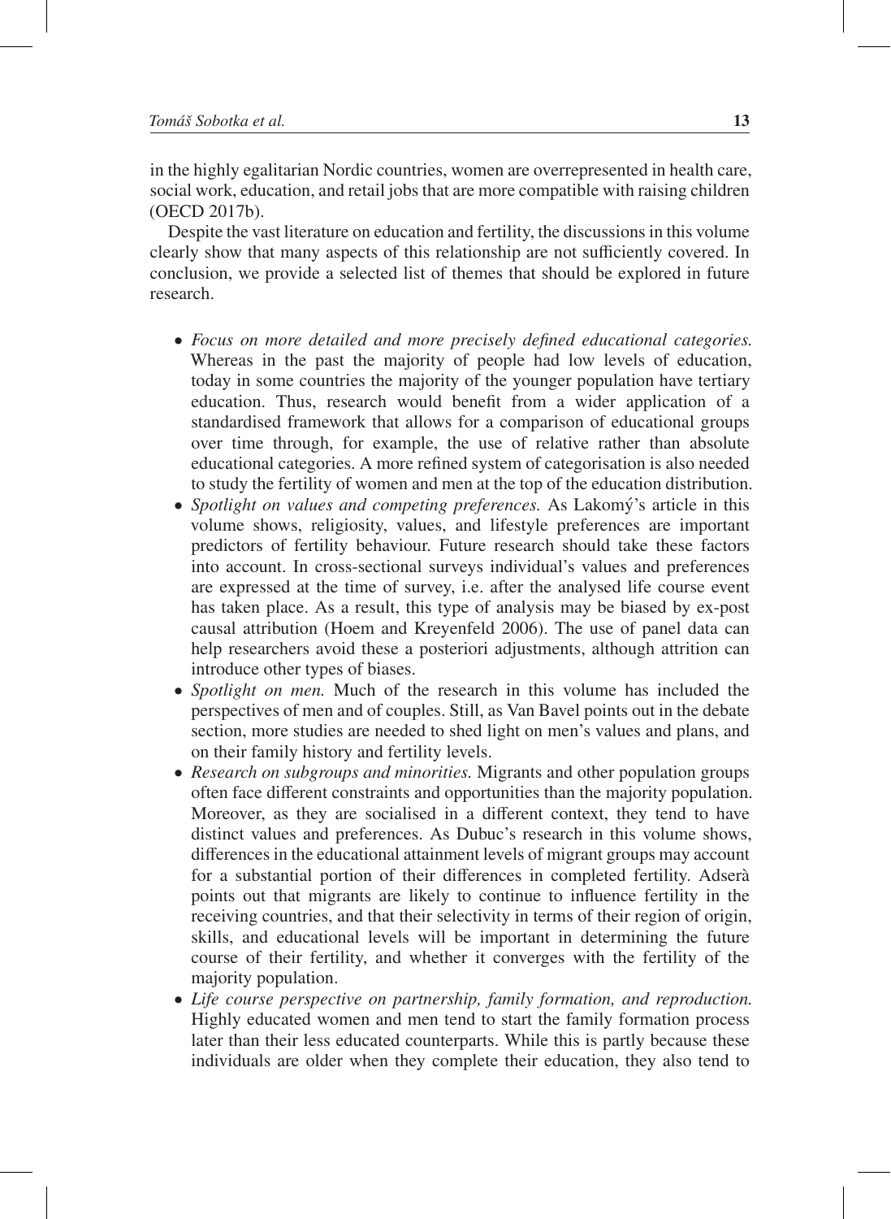in the highly egalitarian Nordic countries, women are overrepresented in health care, social work, education, and retail jobs that are more compatible with raising children (OECD 2017b).

Despite the vast literature on education and fertility, the discussions in this volume clearly show that many aspects of this relationship are not sufficiently covered. In conclusion, we provide a selected list of themes that should be explored in future research.

- *Focus on more detailed and more precisely defined educational categories.* Whereas in the past the majority of people had low levels of education, today in some countries the majority of the younger population have tertiary education. Thus, research would benefit from a wider application of a standardised framework that allows for a comparison of educational groups over time through, for example, the use of relative rather than absolute educational categories. A more refined system of categorisation is also needed to study the fertility of women and men at the top of the education distribution.
- *Spotlight on values and competing preferences.* As Lakomý's article in this volume shows, religiosity, values, and lifestyle preferences are important predictors of fertility behaviour. Future research should take these factors into account. In cross-sectional surveys individual's values and preferences are expressed at the time of survey, i.e. after the analysed life course event has taken place. As a result, this type of analysis may be biased by ex-post causal attribution (Hoem and Kreyenfeld 2006). The use of panel data can help researchers avoid these a posteriori adjustments, although attrition can introduce other types of biases.
- *Spotlight on men.* Much of the research in this volume has included the perspectives of men and of couples. Still, as Van Bavel points out in the debate section, more studies are needed to shed light on men's values and plans, and on their family history and fertility levels.
- *Research on subgroups and minorities.* Migrants and other population groups often face different constraints and opportunities than the majority population. Moreover, as they are socialised in a different context, they tend to have distinct values and preferences. As Dubuc's research in this volume shows, differences in the educational attainment levels of migrant groups may account for a substantial portion of their differences in completed fertility. Adserà points out that migrants are likely to continue to influence fertility in the receiving countries, and that their selectivity in terms of their region of origin, skills, and educational levels will be important in determining the future course of their fertility, and whether it converges with the fertility of the majority population.
- *Life course perspective on partnership, family formation, and reproduction.* Highly educated women and men tend to start the family formation process later than their less educated counterparts. While this is partly because these individuals are older when they complete their education, they also tend to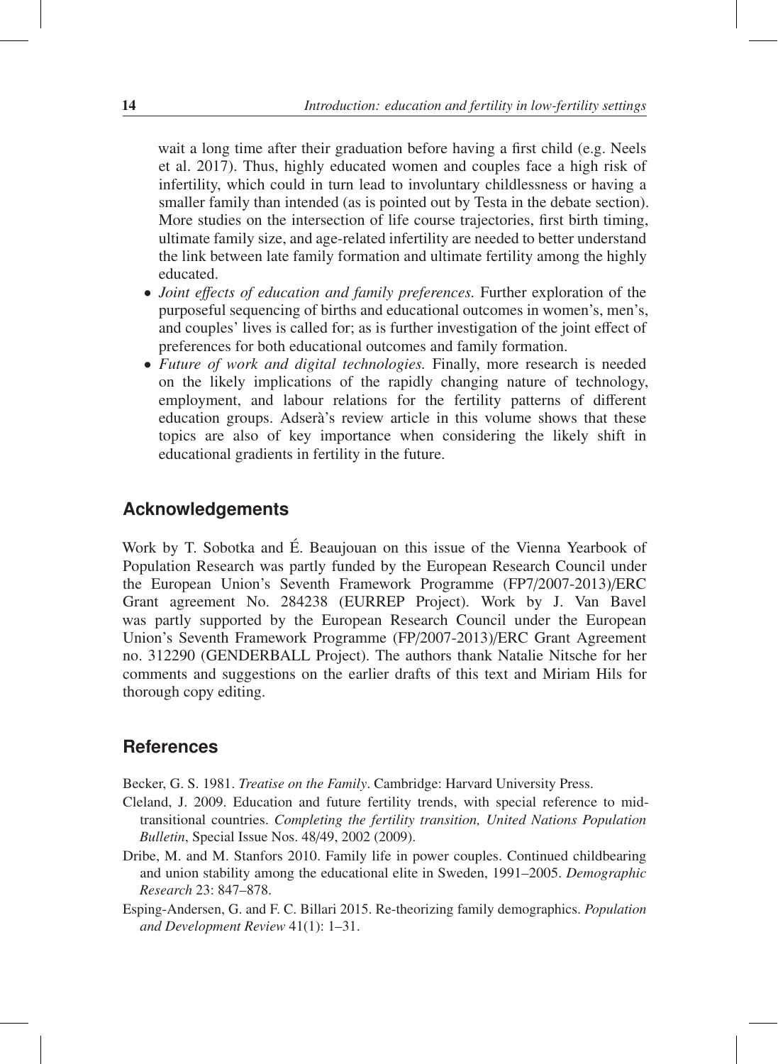wait a long time after their graduation before having a first child (e.g. Neels et al. 2017). Thus, highly educated women and couples face a high risk of infertility, which could in turn lead to involuntary childlessness or having a smaller family than intended (as is pointed out by Testa in the debate section). More studies on the intersection of life course trajectories, first birth timing, ultimate family size, and age-related infertility are needed to better understand the link between late family formation and ultimate fertility among the highly educated.

- *Joint effects of education and family preferences.* Further exploration of the purposeful sequencing of births and educational outcomes in women's, men's, and couples' lives is called for; as is further investigation of the joint effect of preferences for both educational outcomes and family formation.
- *Future of work and digital technologies.* Finally, more research is needed on the likely implications of the rapidly changing nature of technology, employment, and labour relations for the fertility patterns of different education groups. Adserà's review article in this volume shows that these topics are also of key importance when considering the likely shift in educational gradients in fertility in the future.

## Acknowledgements

Work by T. Sobotka and É. Beaujouan on this issue of the Vienna Yearbook of Population Research was partly funded by the European Research Council under the European Union's Seventh Framework Programme (FP7/2007-2013)/ERC Grant agreement No. 284238 (EURREP Project). Work by J. Van Bavel was partly supported by the European Research Council under the European Union's Seventh Framework Programme (FP/2007-2013)/ERC Grant Agreement no. 312290 (GENDERBALL Project). The authors thank Natalie Nitsche for her comments and suggestions on the earlier drafts of this text and Miriam Hils for thorough copy editing.

## References

Becker, G. S. 1981. *Treatise on the Family*. Cambridge: Harvard University Press.

Cleland, J. 2009. Education and future fertility trends, with special reference to mid-transitional countries. *Completing the fertility transition, United Nations Population Bulletin*, Special Issue Nos. 48/49, 2002 (2009).

Dribe, M. and M. Stanfors 2010. Family life in power couples. Continued childbearing and union stability among the educational elite in Sweden, 1991–2005. *Demographic Research* 23: 847–878.

Esping-Andersen, G. and F. C. Billari 2015. Re-theorizing family demographics. *Population and Development Review* 41(1): 1–31.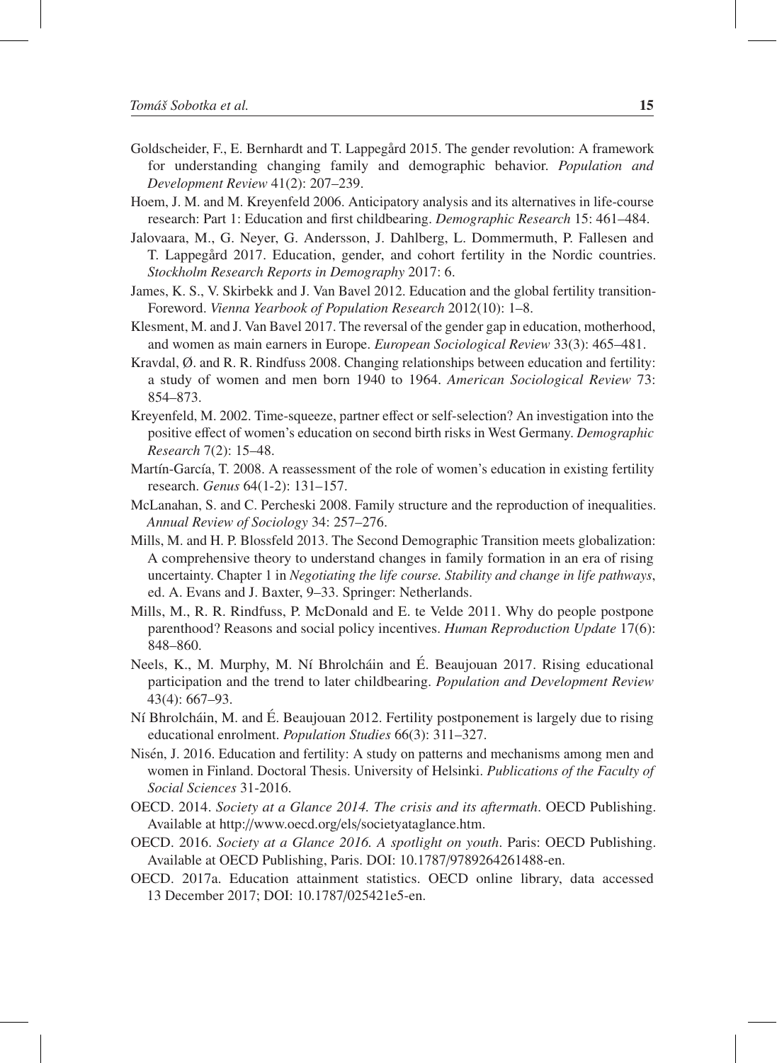Goldscheider, F., E. Bernhardt and T. Lappegård 2015. The gender revolution: A framework for understanding changing family and demographic behavior. *Population and Development Review* 41(2): 207–239.

Hoem, J. M. and M. Kreyenfeld 2006. Anticipatory analysis and its alternatives in life-course research: Part 1: Education and first childbearing. *Demographic Research* 15: 461–484.

Jalovaara, M., G. Neyer, G. Andersson, J. Dahlberg, L. Dommermuth, P. Fallesen and T. Lappegård 2017. Education, gender, and cohort fertility in the Nordic countries. *Stockholm Research Reports in Demography* 2017: 6.

James, K. S., V. Skirbekk and J. Van Bavel 2012. Education and the global fertility transition-Foreword. *Vienna Yearbook of Population Research* 2012(10): 1–8.

Klesment, M. and J. Van Bavel 2017. The reversal of the gender gap in education, motherhood, and women as main earners in Europe. *European Sociological Review* 33(3): 465–481.

Kravdal, Ø. and R. R. Rindfuss 2008. Changing relationships between education and fertility: a study of women and men born 1940 to 1964. *American Sociological Review* 73: 854–873.

Kreyenfeld, M. 2002. Time-squeeze, partner effect or self-selection? An investigation into the positive effect of women's education on second birth risks in West Germany. *Demographic Research* 7(2): 15–48.

Martín-García, T. 2008. A reassessment of the role of women's education in existing fertility research. *Genus* 64(1-2): 131–157.

McLanahan, S. and C. Percheski 2008. Family structure and the reproduction of inequalities. *Annual Review of Sociology* 34: 257–276.

Mills, M. and H. P. Blossfeld 2013. The Second Demographic Transition meets globalization: A comprehensive theory to understand changes in family formation in an era of rising uncertainty. Chapter 1 in *Negotiating the life course. Stability and change in life pathways*, ed. A. Evans and J. Baxter, 9–33. Springer: Netherlands.

Mills, M., R. R. Rindfuss, P. McDonald and E. te Velde 2011. Why do people postpone parenthood? Reasons and social policy incentives. *Human Reproduction Update* 17(6): 848–860.

Neels, K., M. Murphy, M. Ní Bhrolcháin and É. Beaujouan 2017. Rising educational participation and the trend to later childbearing. *Population and Development Review* 43(4): 667–93.

Ní Bhrolcháin, M. and É. Beaujouan 2012. Fertility postponement is largely due to rising educational enrolment. *Population Studies* 66(3): 311–327.

Nisén, J. 2016. Education and fertility: A study on patterns and mechanisms among men and women in Finland. Doctoral Thesis. University of Helsinki. *Publications of the Faculty of Social Sciences* 31-2016.

OECD. 2014. *Society at a Glance 2014. The crisis and its aftermath*. OECD Publishing. Available at http://www.oecd.org/els/societyataglance.htm.

OECD. 2016. *Society at a Glance 2016. A spotlight on youth*. Paris: OECD Publishing. Available at OECD Publishing, Paris. DOI: 10.1787/9789264261488-en.

OECD. 2017a. Education attainment statistics. OECD online library, data accessed 13 December 2017; DOI: 10.1787/025421e5-en.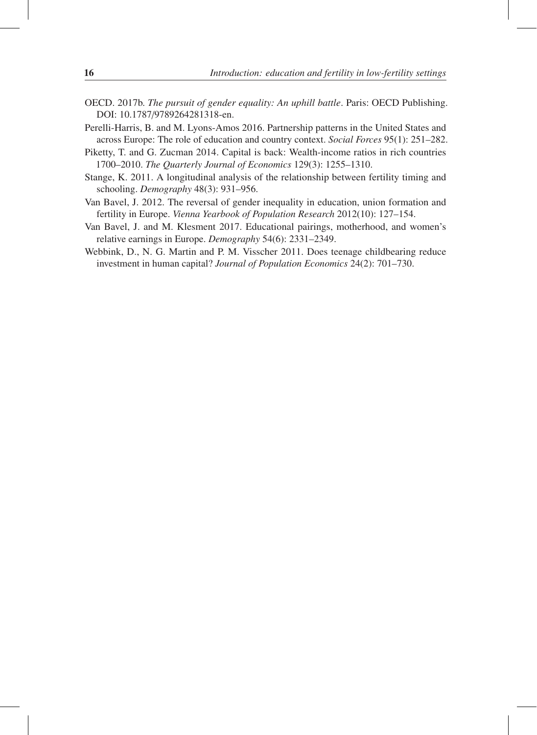OECD. 2017b. *The pursuit of gender equality: An uphill battle*. Paris: OECD Publishing. DOI: 10.1787/9789264281318-en.

Perelli-Harris, B. and M. Lyons-Amos 2016. Partnership patterns in the United States and across Europe: The role of education and country context. *Social Forces* 95(1): 251–282.

Piketty, T. and G. Zucman 2014. Capital is back: Wealth-income ratios in rich countries 1700–2010. *The Quarterly Journal of Economics* 129(3): 1255–1310.

Stange, K. 2011. A longitudinal analysis of the relationship between fertility timing and schooling. *Demography* 48(3): 931–956.

Van Bavel, J. 2012. The reversal of gender inequality in education, union formation and fertility in Europe. *Vienna Yearbook of Population Research* 2012(10): 127–154.

Van Bavel, J. and M. Klesment 2017. Educational pairings, motherhood, and women's relative earnings in Europe. *Demography* 54(6): 2331–2349.

Webbink, D., N. G. Martin and P. M. Visscher 2011. Does teenage childbearing reduce investment in human capital? *Journal of Population Economics* 24(2): 701–730.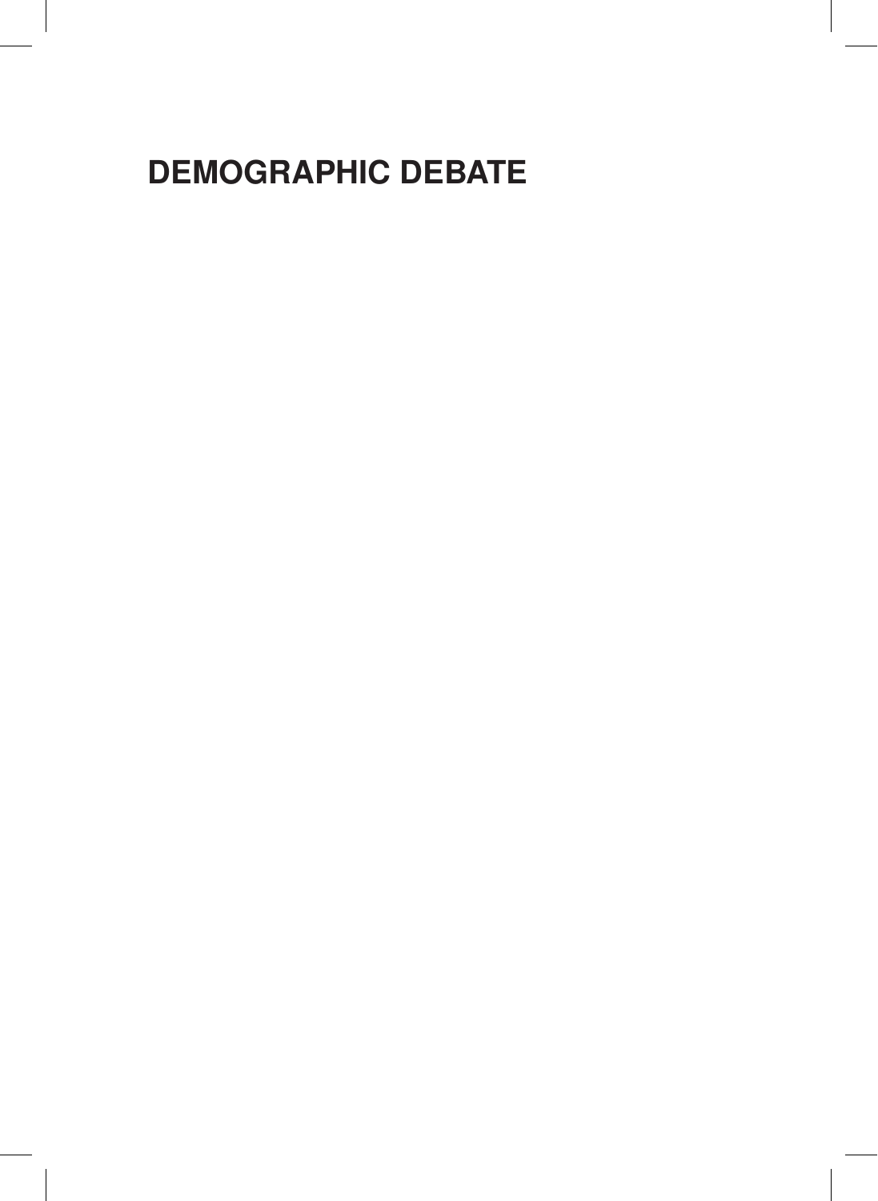# DEMOGRAPHIC DEBATE